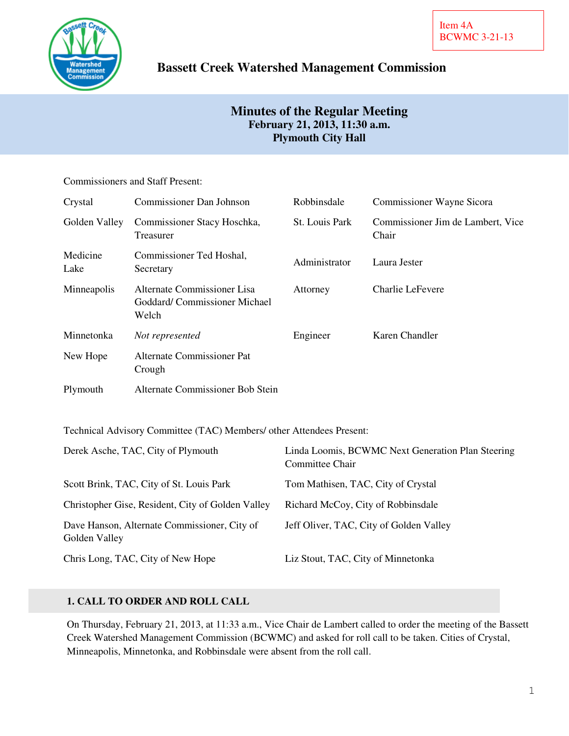Item 4A
BCWMC 3-21-13

# Bassett Creek Watershed Management Commission

## Minutes of the Regular Meeting
**February 21, 2013, 11:30 a.m.**
**Plymouth City Hall**

Commissioners and Staff Present:

| | | | |
|---|---|---|---|
| Crystal | Commissioner Dan Johnson | Robbinsdale | Commissioner Wayne Sicora |
| Golden Valley | Commissioner Stacy Hoschka, Treasurer | St. Louis Park | Commissioner Jim de Lambert, Vice Chair |
| Medicine Lake | Commissioner Ted Hoshal, Secretary | Administrator | Laura Jester |
| Minneapolis | Alternate Commissioner Lisa Goddard/ Commissioner Michael Welch | Attorney | Charlie LeFevere |
| Minnetonka | *Not represented* | Engineer | Karen Chandler |
| New Hope | Alternate Commissioner Pat Crough | | |
| Plymouth | Alternate Commissioner Bob Stein | | |

Technical Advisory Committee (TAC) Members/ other Attendees Present:

| | |
|---|---|
| Derek Asche, TAC, City of Plymouth | Linda Loomis, BCWMC Next Generation Plan Steering Committee Chair |
| Scott Brink, TAC, City of St. Louis Park | Tom Mathisen, TAC, City of Crystal |
| Christopher Gise, Resident, City of Golden Valley | Richard McCoy, City of Robbinsdale |
| Dave Hanson, Alternate Commissioner, City of Golden Valley | Jeff Oliver, TAC, City of Golden Valley |
| Chris Long, TAC, City of New Hope | Liz Stout, TAC, City of Minnetonka |

### 1. CALL TO ORDER AND ROLL CALL

On Thursday, February 21, 2013, at 11:33 a.m., Vice Chair de Lambert called to order the meeting of the Bassett Creek Watershed Management Commission (BCWMC) and asked for roll call to be taken. Cities of Crystal, Minneapolis, Minnetonka, and Robbinsdale were absent from the roll call.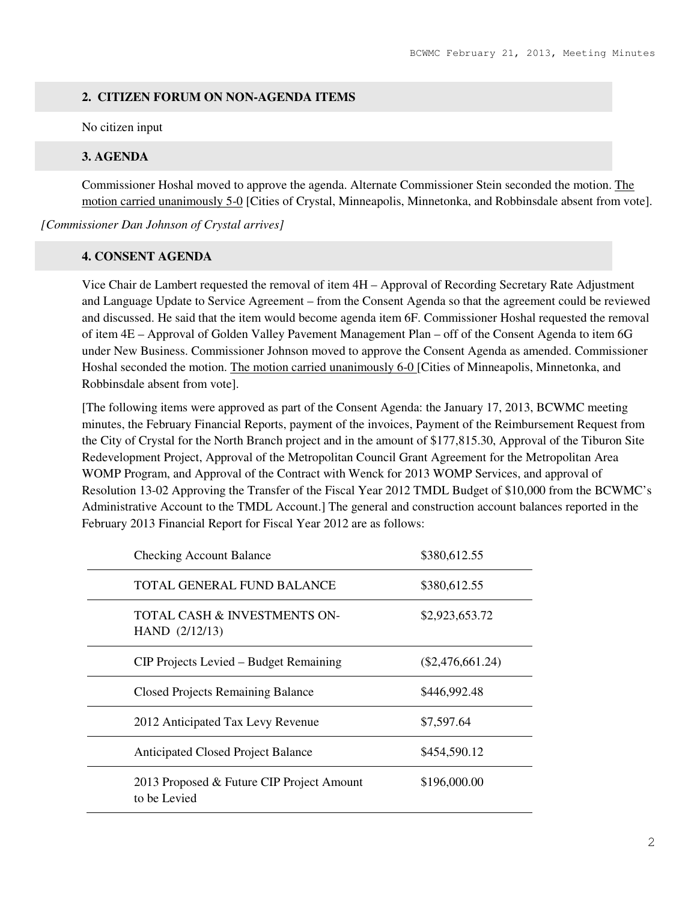## 2. CITIZEN FORUM ON NON-AGENDA ITEMS

No citizen input

## 3. AGENDA

Commissioner Hoshal moved to approve the agenda. Alternate Commissioner Stein seconded the motion. The motion carried unanimously 5-0 [Cities of Crystal, Minneapolis, Minnetonka, and Robbinsdale absent from vote].

*[Commissioner Dan Johnson of Crystal arrives]*

## 4. CONSENT AGENDA

Vice Chair de Lambert requested the removal of item 4H – Approval of Recording Secretary Rate Adjustment and Language Update to Service Agreement – from the Consent Agenda so that the agreement could be reviewed and discussed. He said that the item would become agenda item 6F. Commissioner Hoshal requested the removal of item 4E – Approval of Golden Valley Pavement Management Plan – off of the Consent Agenda to item 6G under New Business. Commissioner Johnson moved to approve the Consent Agenda as amended. Commissioner Hoshal seconded the motion. The motion carried unanimously 6-0 [Cities of Minneapolis, Minnetonka, and Robbinsdale absent from vote].

[The following items were approved as part of the Consent Agenda: the January 17, 2013, BCWMC meeting minutes, the February Financial Reports, payment of the invoices, Payment of the Reimbursement Request from the City of Crystal for the North Branch project and in the amount of $177,815.30, Approval of the Tiburon Site Redevelopment Project, Approval of the Metropolitan Council Grant Agreement for the Metropolitan Area WOMP Program, and Approval of the Contract with Wenck for 2013 WOMP Services, and approval of Resolution 13-02 Approving the Transfer of the Fiscal Year 2012 TMDL Budget of $10,000 from the BCWMC's Administrative Account to the TMDL Account.] The general and construction account balances reported in the February 2013 Financial Report for Fiscal Year 2012 are as follows:

| | |
|---|---|
| Checking Account Balance | $380,612.55 |
| TOTAL GENERAL FUND BALANCE | $380,612.55 |
| TOTAL CASH & INVESTMENTS ON-HAND (2/12/13) | $2,923,653.72 |
| CIP Projects Levied – Budget Remaining | ($2,476,661.24) |
| Closed Projects Remaining Balance | $446,992.48 |
| 2012 Anticipated Tax Levy Revenue | $7,597.64 |
| Anticipated Closed Project Balance | $454,590.12 |
| 2013 Proposed & Future CIP Project Amount to be Levied | $196,000.00 |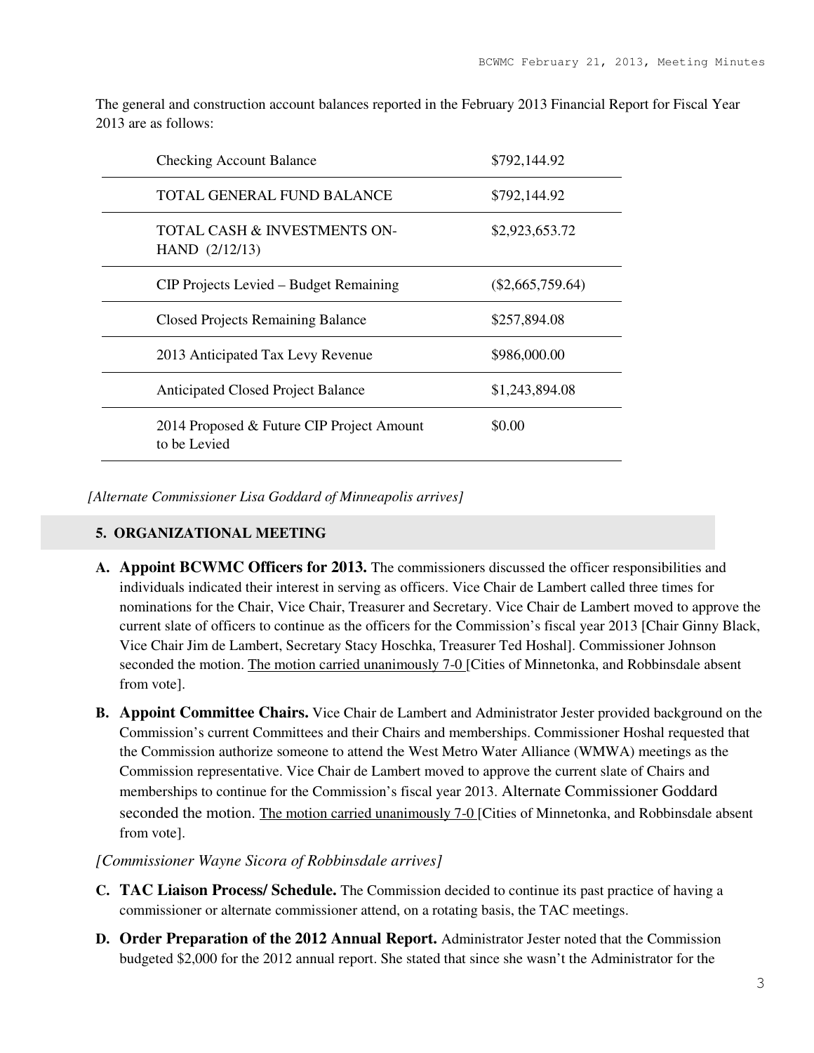The general and construction account balances reported in the February 2013 Financial Report for Fiscal Year 2013 are as follows:

| | |
|---|---|
| Checking Account Balance | $792,144.92 |
| TOTAL GENERAL FUND BALANCE | $792,144.92 |
| TOTAL CASH & INVESTMENTS ON-HAND (2/12/13) | $2,923,653.72 |
| CIP Projects Levied – Budget Remaining | ($2,665,759.64) |
| Closed Projects Remaining Balance | $257,894.08 |
| 2013 Anticipated Tax Levy Revenue | $986,000.00 |
| Anticipated Closed Project Balance | $1,243,894.08 |
| 2014 Proposed & Future CIP Project Amount to be Levied | $0.00 |

*[Alternate Commissioner Lisa Goddard of Minneapolis arrives]*

## 5. ORGANIZATIONAL MEETING

**A. Appoint BCWMC Officers for 2013.** The commissioners discussed the officer responsibilities and individuals indicated their interest in serving as officers. Vice Chair de Lambert called three times for nominations for the Chair, Vice Chair, Treasurer and Secretary. Vice Chair de Lambert moved to approve the current slate of officers to continue as the officers for the Commission's fiscal year 2013 [Chair Ginny Black, Vice Chair Jim de Lambert, Secretary Stacy Hoschka, Treasurer Ted Hoshal]. Commissioner Johnson seconded the motion. The motion carried unanimously 7-0 [Cities of Minnetonka, and Robbinsdale absent from vote].

**B. Appoint Committee Chairs.** Vice Chair de Lambert and Administrator Jester provided background on the Commission's current Committees and their Chairs and memberships. Commissioner Hoshal requested that the Commission authorize someone to attend the West Metro Water Alliance (WMWA) meetings as the Commission representative. Vice Chair de Lambert moved to approve the current slate of Chairs and memberships to continue for the Commission's fiscal year 2013. Alternate Commissioner Goddard seconded the motion. The motion carried unanimously 7-0 [Cities of Minnetonka, and Robbinsdale absent from vote].

*[Commissioner Wayne Sicora of Robbinsdale arrives]*

**C. TAC Liaison Process/ Schedule.** The Commission decided to continue its past practice of having a commissioner or alternate commissioner attend, on a rotating basis, the TAC meetings.

**D. Order Preparation of the 2012 Annual Report.** Administrator Jester noted that the Commission budgeted $2,000 for the 2012 annual report. She stated that since she wasn't the Administrator for the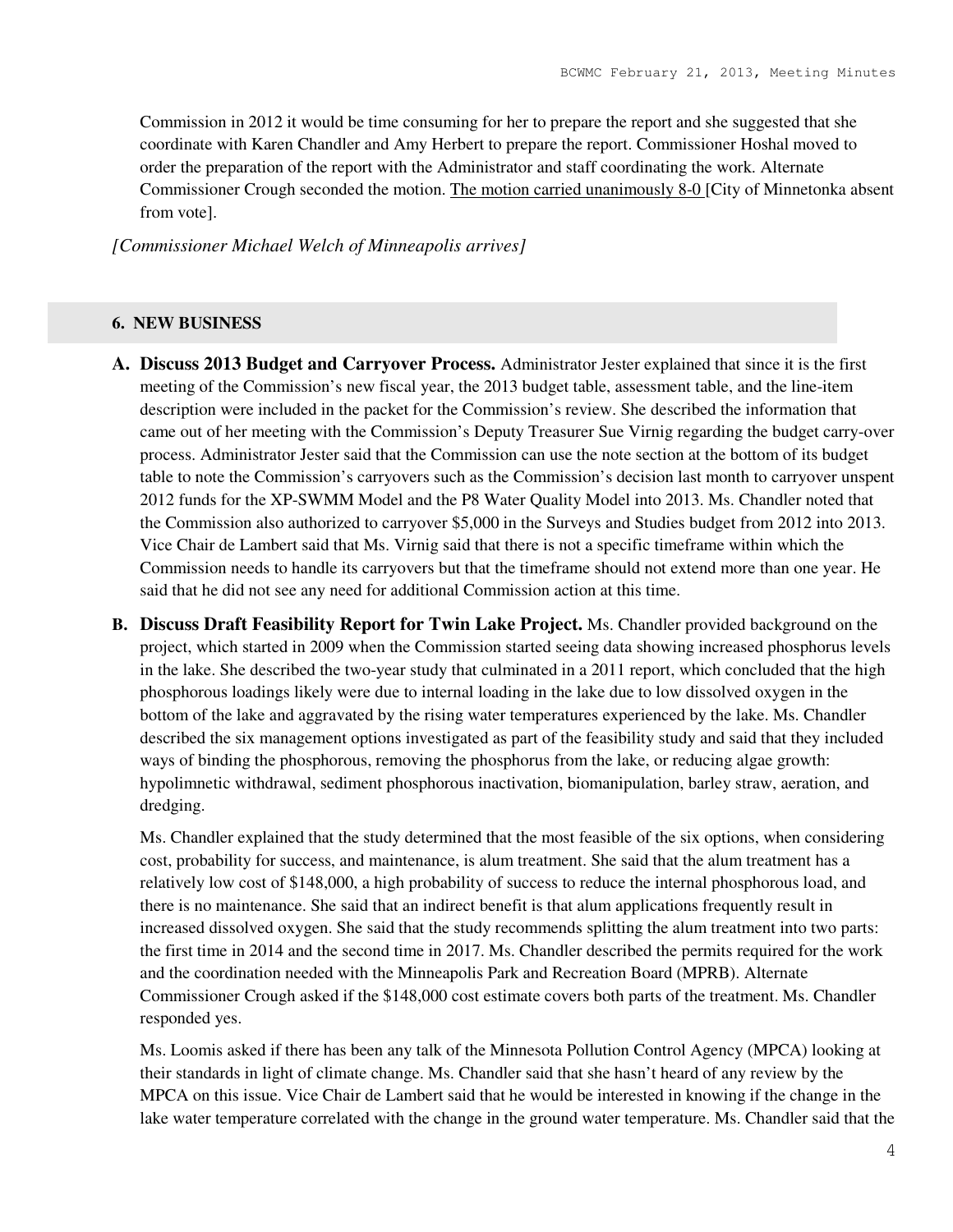Commission in 2012 it would be time consuming for her to prepare the report and she suggested that she coordinate with Karen Chandler and Amy Herbert to prepare the report. Commissioner Hoshal moved to order the preparation of the report with the Administrator and staff coordinating the work. Alternate Commissioner Crough seconded the motion. The motion carried unanimously 8-0 [City of Minnetonka absent from vote].

*[Commissioner Michael Welch of Minneapolis arrives]*

## 6. NEW BUSINESS

**A. Discuss 2013 Budget and Carryover Process.** Administrator Jester explained that since it is the first meeting of the Commission's new fiscal year, the 2013 budget table, assessment table, and the line-item description were included in the packet for the Commission's review. She described the information that came out of her meeting with the Commission's Deputy Treasurer Sue Virnig regarding the budget carry-over process. Administrator Jester said that the Commission can use the note section at the bottom of its budget table to note the Commission's carryovers such as the Commission's decision last month to carryover unspent 2012 funds for the XP-SWMM Model and the P8 Water Quality Model into 2013. Ms. Chandler noted that the Commission also authorized to carryover $5,000 in the Surveys and Studies budget from 2012 into 2013. Vice Chair de Lambert said that Ms. Virnig said that there is not a specific timeframe within which the Commission needs to handle its carryovers but that the timeframe should not extend more than one year. He said that he did not see any need for additional Commission action at this time.

**B. Discuss Draft Feasibility Report for Twin Lake Project.** Ms. Chandler provided background on the project, which started in 2009 when the Commission started seeing data showing increased phosphorus levels in the lake. She described the two-year study that culminated in a 2011 report, which concluded that the high phosphorous loadings likely were due to internal loading in the lake due to low dissolved oxygen in the bottom of the lake and aggravated by the rising water temperatures experienced by the lake. Ms. Chandler described the six management options investigated as part of the feasibility study and said that they included ways of binding the phosphorous, removing the phosphorus from the lake, or reducing algae growth: hypolimnetic withdrawal, sediment phosphorous inactivation, biomanipulation, barley straw, aeration, and dredging.

Ms. Chandler explained that the study determined that the most feasible of the six options, when considering cost, probability for success, and maintenance, is alum treatment. She said that the alum treatment has a relatively low cost of $148,000, a high probability of success to reduce the internal phosphorous load, and there is no maintenance. She said that an indirect benefit is that alum applications frequently result in increased dissolved oxygen. She said that the study recommends splitting the alum treatment into two parts: the first time in 2014 and the second time in 2017. Ms. Chandler described the permits required for the work and the coordination needed with the Minneapolis Park and Recreation Board (MPRB). Alternate Commissioner Crough asked if the $148,000 cost estimate covers both parts of the treatment. Ms. Chandler responded yes.

Ms. Loomis asked if there has been any talk of the Minnesota Pollution Control Agency (MPCA) looking at their standards in light of climate change. Ms. Chandler said that she hasn't heard of any review by the MPCA on this issue. Vice Chair de Lambert said that he would be interested in knowing if the change in the lake water temperature correlated with the change in the ground water temperature. Ms. Chandler said that the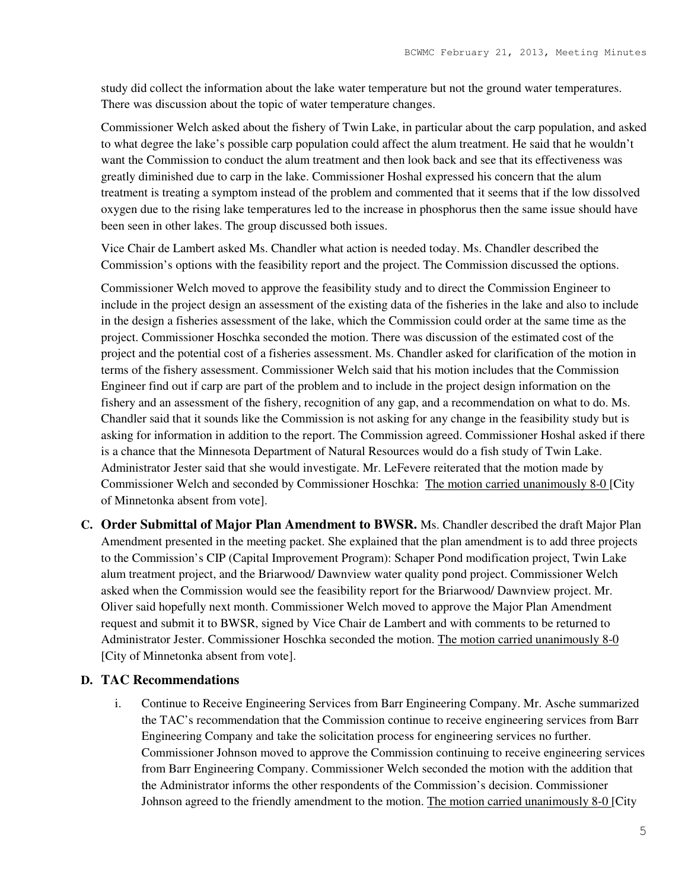study did collect the information about the lake water temperature but not the ground water temperatures. There was discussion about the topic of water temperature changes.

Commissioner Welch asked about the fishery of Twin Lake, in particular about the carp population, and asked to what degree the lake's possible carp population could affect the alum treatment. He said that he wouldn't want the Commission to conduct the alum treatment and then look back and see that its effectiveness was greatly diminished due to carp in the lake. Commissioner Hoshal expressed his concern that the alum treatment is treating a symptom instead of the problem and commented that it seems that if the low dissolved oxygen due to the rising lake temperatures led to the increase in phosphorus then the same issue should have been seen in other lakes. The group discussed both issues.

Vice Chair de Lambert asked Ms. Chandler what action is needed today. Ms. Chandler described the Commission's options with the feasibility report and the project. The Commission discussed the options.

Commissioner Welch moved to approve the feasibility study and to direct the Commission Engineer to include in the project design an assessment of the existing data of the fisheries in the lake and also to include in the design a fisheries assessment of the lake, which the Commission could order at the same time as the project. Commissioner Hoschka seconded the motion. There was discussion of the estimated cost of the project and the potential cost of a fisheries assessment. Ms. Chandler asked for clarification of the motion in terms of the fishery assessment. Commissioner Welch said that his motion includes that the Commission Engineer find out if carp are part of the problem and to include in the project design information on the fishery and an assessment of the fishery, recognition of any gap, and a recommendation on what to do. Ms. Chandler said that it sounds like the Commission is not asking for any change in the feasibility study but is asking for information in addition to the report. The Commission agreed. Commissioner Hoshal asked if there is a chance that the Minnesota Department of Natural Resources would do a fish study of Twin Lake. Administrator Jester said that she would investigate. Mr. LeFevere reiterated that the motion made by Commissioner Welch and seconded by Commissioner Hoschka: <u>The motion carried unanimously 8-0</u> [City of Minnetonka absent from vote].

**C. Order Submittal of Major Plan Amendment to BWSR.** Ms. Chandler described the draft Major Plan Amendment presented in the meeting packet. She explained that the plan amendment is to add three projects to the Commission's CIP (Capital Improvement Program): Schaper Pond modification project, Twin Lake alum treatment project, and the Briarwood/ Dawnview water quality pond project. Commissioner Welch asked when the Commission would see the feasibility report for the Briarwood/ Dawnview project. Mr. Oliver said hopefully next month. Commissioner Welch moved to approve the Major Plan Amendment request and submit it to BWSR, signed by Vice Chair de Lambert and with comments to be returned to Administrator Jester. Commissioner Hoschka seconded the motion. <u>The motion carried unanimously 8-0</u> [City of Minnetonka absent from vote].

**D. TAC Recommendations**

i. Continue to Receive Engineering Services from Barr Engineering Company. Mr. Asche summarized the TAC's recommendation that the Commission continue to receive engineering services from Barr Engineering Company and take the solicitation process for engineering services no further. Commissioner Johnson moved to approve the Commission continuing to receive engineering services from Barr Engineering Company. Commissioner Welch seconded the motion with the addition that the Administrator informs the other respondents of the Commission's decision. Commissioner Johnson agreed to the friendly amendment to the motion. <u>The motion carried unanimously 8-0</u> [City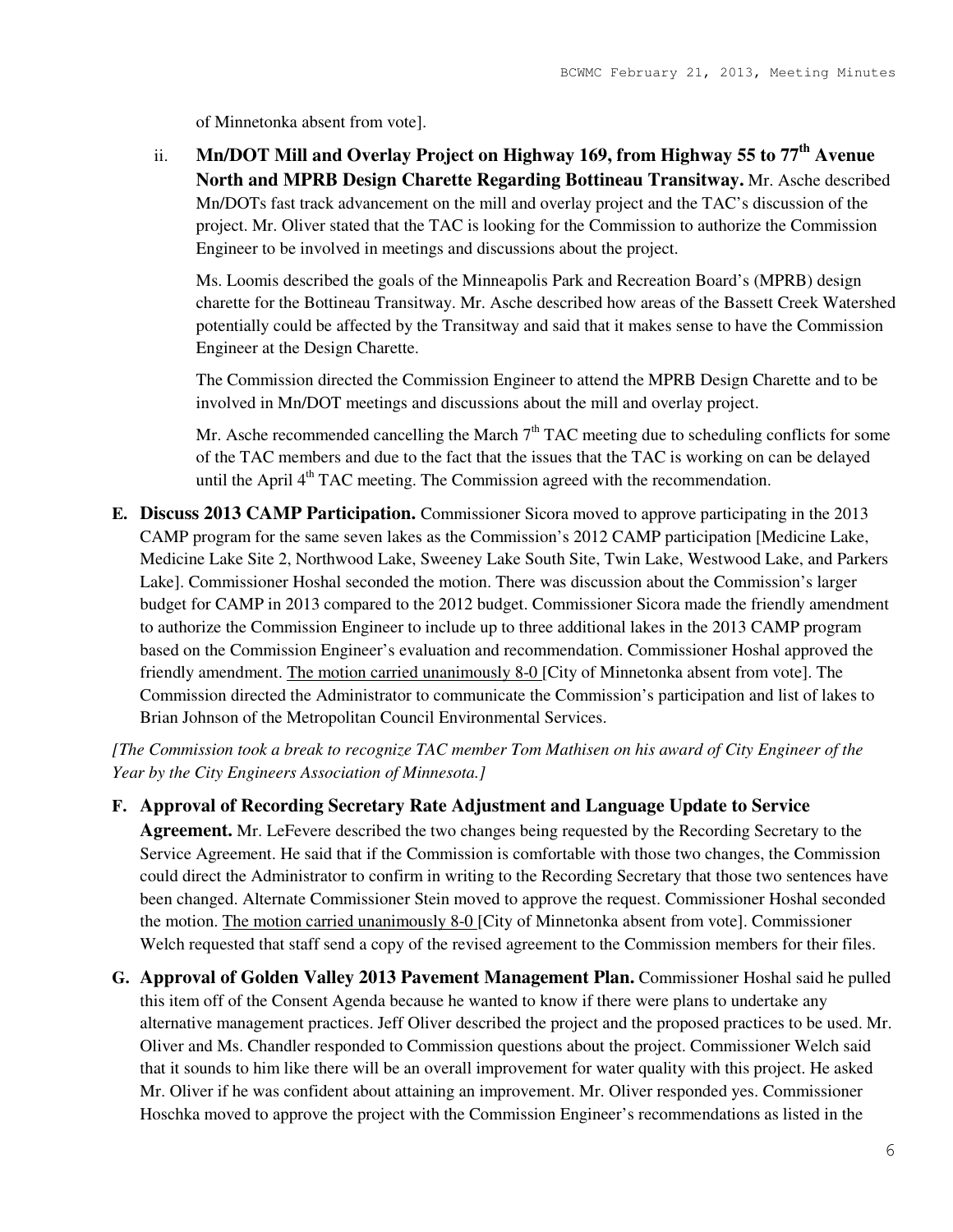of Minnetonka absent from vote].

ii. **Mn/DOT Mill and Overlay Project on Highway 169, from Highway 55 to 77th Avenue North and MPRB Design Charette Regarding Bottineau Transitway.** Mr. Asche described Mn/DOTs fast track advancement on the mill and overlay project and the TAC's discussion of the project. Mr. Oliver stated that the TAC is looking for the Commission to authorize the Commission Engineer to be involved in meetings and discussions about the project.

Ms. Loomis described the goals of the Minneapolis Park and Recreation Board's (MPRB) design charette for the Bottineau Transitway. Mr. Asche described how areas of the Bassett Creek Watershed potentially could be affected by the Transitway and said that it makes sense to have the Commission Engineer at the Design Charette.

The Commission directed the Commission Engineer to attend the MPRB Design Charette and to be involved in Mn/DOT meetings and discussions about the mill and overlay project.

Mr. Asche recommended cancelling the March 7th TAC meeting due to scheduling conflicts for some of the TAC members and due to the fact that the issues that the TAC is working on can be delayed until the April 4th TAC meeting. The Commission agreed with the recommendation.

**E. Discuss 2013 CAMP Participation.** Commissioner Sicora moved to approve participating in the 2013 CAMP program for the same seven lakes as the Commission's 2012 CAMP participation [Medicine Lake, Medicine Lake Site 2, Northwood Lake, Sweeney Lake South Site, Twin Lake, Westwood Lake, and Parkers Lake]. Commissioner Hoshal seconded the motion. There was discussion about the Commission's larger budget for CAMP in 2013 compared to the 2012 budget. Commissioner Sicora made the friendly amendment to authorize the Commission Engineer to include up to three additional lakes in the 2013 CAMP program based on the Commission Engineer's evaluation and recommendation. Commissioner Hoshal approved the friendly amendment. The motion carried unanimously 8-0 [City of Minnetonka absent from vote]. The Commission directed the Administrator to communicate the Commission's participation and list of lakes to Brian Johnson of the Metropolitan Council Environmental Services.

*[The Commission took a break to recognize TAC member Tom Mathisen on his award of City Engineer of the Year by the City Engineers Association of Minnesota.]*

**F. Approval of Recording Secretary Rate Adjustment and Language Update to Service Agreement.** Mr. LeFevere described the two changes being requested by the Recording Secretary to the Service Agreement. He said that if the Commission is comfortable with those two changes, the Commission could direct the Administrator to confirm in writing to the Recording Secretary that those two sentences have been changed. Alternate Commissioner Stein moved to approve the request. Commissioner Hoshal seconded the motion. The motion carried unanimously 8-0 [City of Minnetonka absent from vote]. Commissioner Welch requested that staff send a copy of the revised agreement to the Commission members for their files.

**G. Approval of Golden Valley 2013 Pavement Management Plan.** Commissioner Hoshal said he pulled this item off of the Consent Agenda because he wanted to know if there were plans to undertake any alternative management practices. Jeff Oliver described the project and the proposed practices to be used. Mr. Oliver and Ms. Chandler responded to Commission questions about the project. Commissioner Welch said that it sounds to him like there will be an overall improvement for water quality with this project. He asked Mr. Oliver if he was confident about attaining an improvement. Mr. Oliver responded yes. Commissioner Hoschka moved to approve the project with the Commission Engineer's recommendations as listed in the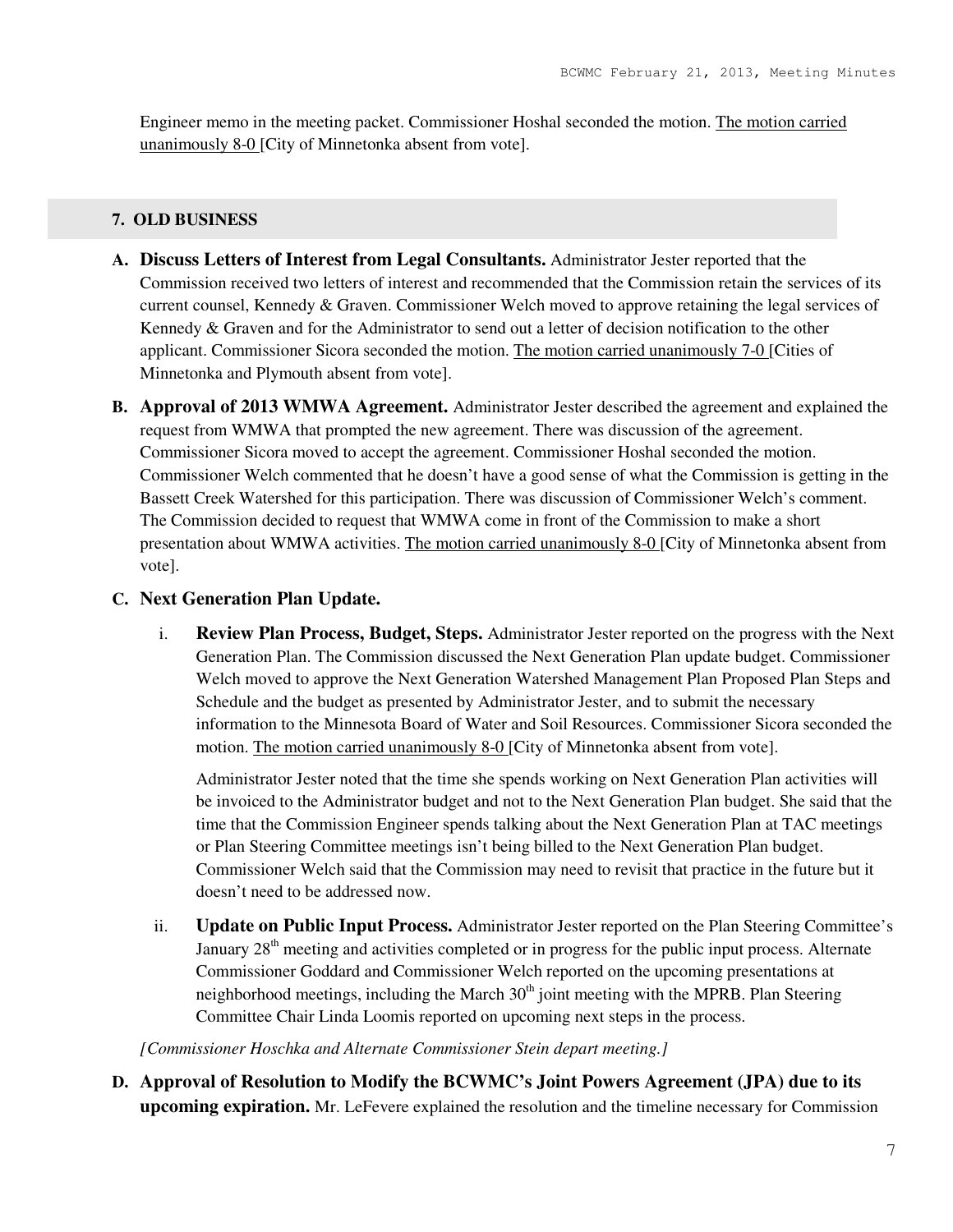Engineer memo in the meeting packet. Commissioner Hoshal seconded the motion. The motion carried unanimously 8-0 [City of Minnetonka absent from vote].

## 7. OLD BUSINESS

**A. Discuss Letters of Interest from Legal Consultants.** Administrator Jester reported that the Commission received two letters of interest and recommended that the Commission retain the services of its current counsel, Kennedy & Graven. Commissioner Welch moved to approve retaining the legal services of Kennedy & Graven and for the Administrator to send out a letter of decision notification to the other applicant. Commissioner Sicora seconded the motion. The motion carried unanimously 7-0 [Cities of Minnetonka and Plymouth absent from vote].

**B. Approval of 2013 WMWA Agreement.** Administrator Jester described the agreement and explained the request from WMWA that prompted the new agreement. There was discussion of the agreement. Commissioner Sicora moved to accept the agreement. Commissioner Hoshal seconded the motion. Commissioner Welch commented that he doesn't have a good sense of what the Commission is getting in the Bassett Creek Watershed for this participation. There was discussion of Commissioner Welch's comment. The Commission decided to request that WMWA come in front of the Commission to make a short presentation about WMWA activities. The motion carried unanimously 8-0 [City of Minnetonka absent from vote].

**C. Next Generation Plan Update.**

i. **Review Plan Process, Budget, Steps.** Administrator Jester reported on the progress with the Next Generation Plan. The Commission discussed the Next Generation Plan update budget. Commissioner Welch moved to approve the Next Generation Watershed Management Plan Proposed Plan Steps and Schedule and the budget as presented by Administrator Jester, and to submit the necessary information to the Minnesota Board of Water and Soil Resources. Commissioner Sicora seconded the motion. The motion carried unanimously 8-0 [City of Minnetonka absent from vote].

   Administrator Jester noted that the time she spends working on Next Generation Plan activities will be invoiced to the Administrator budget and not to the Next Generation Plan budget. She said that the time that the Commission Engineer spends talking about the Next Generation Plan at TAC meetings or Plan Steering Committee meetings isn't being billed to the Next Generation Plan budget. Commissioner Welch said that the Commission may need to revisit that practice in the future but it doesn't need to be addressed now.

ii. **Update on Public Input Process.** Administrator Jester reported on the Plan Steering Committee's January 28th meeting and activities completed or in progress for the public input process. Alternate Commissioner Goddard and Commissioner Welch reported on the upcoming presentations at neighborhood meetings, including the March 30th joint meeting with the MPRB. Plan Steering Committee Chair Linda Loomis reported on upcoming next steps in the process.

*[Commissioner Hoschka and Alternate Commissioner Stein depart meeting.]*

**D. Approval of Resolution to Modify the BCWMC's Joint Powers Agreement (JPA) due to its upcoming expiration.** Mr. LeFevere explained the resolution and the timeline necessary for Commission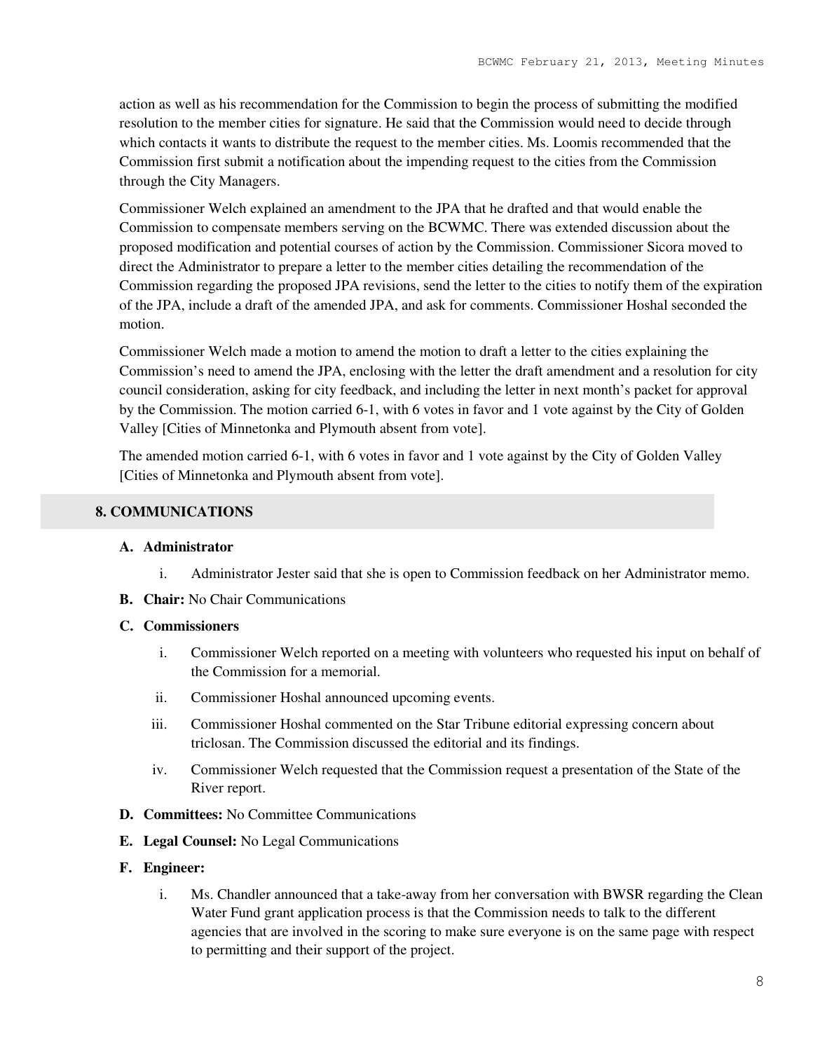action as well as his recommendation for the Commission to begin the process of submitting the modified resolution to the member cities for signature. He said that the Commission would need to decide through which contacts it wants to distribute the request to the member cities. Ms. Loomis recommended that the Commission first submit a notification about the impending request to the cities from the Commission through the City Managers.

Commissioner Welch explained an amendment to the JPA that he drafted and that would enable the Commission to compensate members serving on the BCWMC. There was extended discussion about the proposed modification and potential courses of action by the Commission. Commissioner Sicora moved to direct the Administrator to prepare a letter to the member cities detailing the recommendation of the Commission regarding the proposed JPA revisions, send the letter to the cities to notify them of the expiration of the JPA, include a draft of the amended JPA, and ask for comments. Commissioner Hoshal seconded the motion.

Commissioner Welch made a motion to amend the motion to draft a letter to the cities explaining the Commission's need to amend the JPA, enclosing with the letter the draft amendment and a resolution for city council consideration, asking for city feedback, and including the letter in next month's packet for approval by the Commission. The motion carried 6-1, with 6 votes in favor and 1 vote against by the City of Golden Valley [Cities of Minnetonka and Plymouth absent from vote].

The amended motion carried 6-1, with 6 votes in favor and 1 vote against by the City of Golden Valley [Cities of Minnetonka and Plymouth absent from vote].

## 8. COMMUNICATIONS

**A. Administrator**

i. Administrator Jester said that she is open to Commission feedback on her Administrator memo.

**B. Chair:** No Chair Communications

**C. Commissioners**

i. Commissioner Welch reported on a meeting with volunteers who requested his input on behalf of the Commission for a memorial.

ii. Commissioner Hoshal announced upcoming events.

iii. Commissioner Hoshal commented on the Star Tribune editorial expressing concern about triclosan. The Commission discussed the editorial and its findings.

iv. Commissioner Welch requested that the Commission request a presentation of the State of the River report.

**D. Committees:** No Committee Communications

**E. Legal Counsel:** No Legal Communications

**F. Engineer:**

i. Ms. Chandler announced that a take-away from her conversation with BWSR regarding the Clean Water Fund grant application process is that the Commission needs to talk to the different agencies that are involved in the scoring to make sure everyone is on the same page with respect to permitting and their support of the project.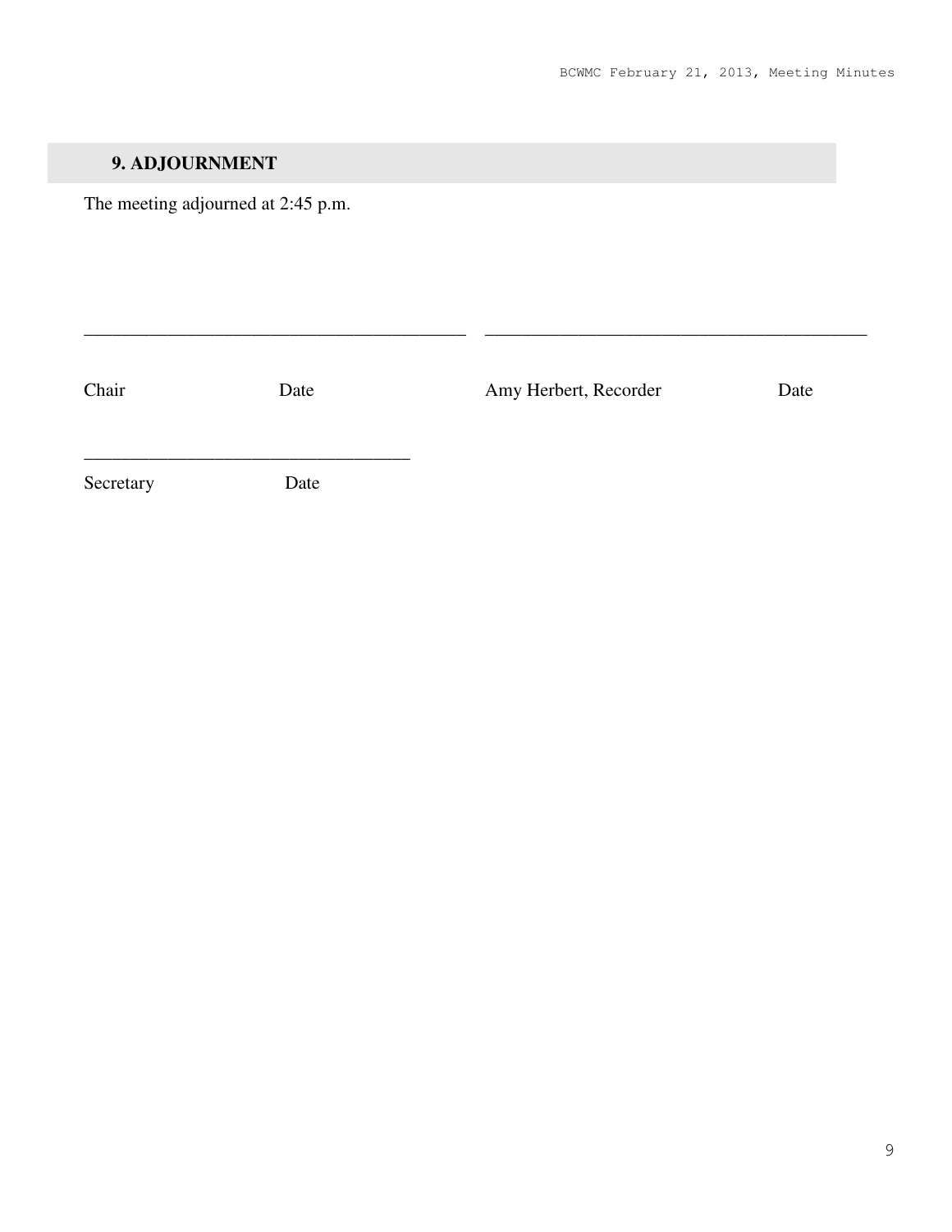## 9. ADJOURNMENT

The meeting adjourned at 2:45 p.m.

\_\_\_\_\_\_\_\_\_\_\_\_\_\_\_\_\_\_\_\_\_\_\_\_\_\_\_\_\_\_\_\_\_\_\_\_\_\_\_\_ \_\_\_\_\_\_\_\_\_\_\_\_\_\_\_\_\_\_\_\_\_\_\_\_\_\_\_\_\_\_\_\_\_\_\_\_\_\_\_\_

Chair Date Amy Herbert, Recorder Date

\_\_\_\_\_\_\_\_\_\_\_\_\_\_\_\_\_\_\_\_\_\_\_\_\_\_\_\_\_\_\_\_\_\_

Secretary Date